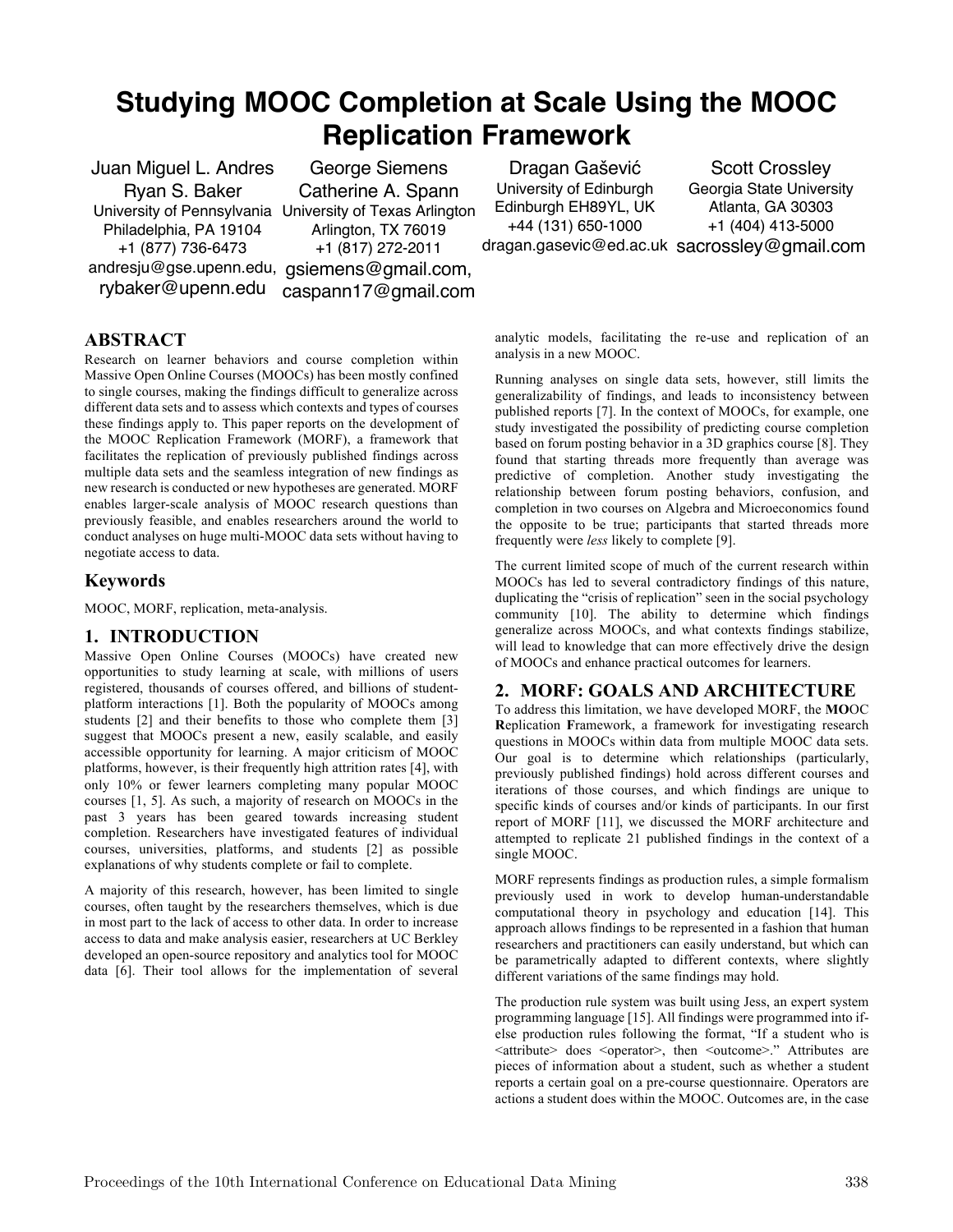# Studying MOOC Completion at Scale Using the MOOC Replication Framework

Juan Miguel L. Andres
Ryan S. Baker
University of Pennsylvania
Philadelphia, PA 19104
+1 (877) 736-6473
andresju@gse.upenn.edu, rybaker@upenn.edu

George Siemens
Catherine A. Spann
University of Texas Arlington
Arlington, TX 76019
+1 (817) 272-2011
gsiemens@gmail.com, caspann17@gmail.com

Dragan Gašević
University of Edinburgh
Edinburgh EH89YL, UK
+44 (131) 650-1000
dragan.gasevic@ed.ac.uk

Scott Crossley
Georgia State University
Atlanta, GA 30303
+1 (404) 413-5000
sacrossley@gmail.com

## ABSTRACT

Research on learner behaviors and course completion within Massive Open Online Courses (MOOCs) has been mostly confined to single courses, making the findings difficult to generalize across different data sets and to assess which contexts and types of courses these findings apply to. This paper reports on the development of the MOOC Replication Framework (MORF), a framework that facilitates the replication of previously published findings across multiple data sets and the seamless integration of new findings as new research is conducted or new hypotheses are generated. MORF enables larger-scale analysis of MOOC research questions than previously feasible, and enables researchers around the world to conduct analyses on huge multi-MOOC data sets without having to negotiate access to data.

## Keywords

MOOC, MORF, replication, meta-analysis.

## 1. INTRODUCTION

Massive Open Online Courses (MOOCs) have created new opportunities to study learning at scale, with millions of users registered, thousands of courses offered, and billions of student-platform interactions [1]. Both the popularity of MOOCs among students [2] and their benefits to those who complete them [3] suggest that MOOCs present a new, easily scalable, and easily accessible opportunity for learning. A major criticism of MOOC platforms, however, is their frequently high attrition rates [4], with only 10% or fewer learners completing many popular MOOC courses [1, 5]. As such, a majority of research on MOOCs in the past 3 years has been geared towards increasing student completion. Researchers have investigated features of individual courses, universities, platforms, and students [2] as possible explanations of why students complete or fail to complete.

A majority of this research, however, has been limited to single courses, often taught by the researchers themselves, which is due in most part to the lack of access to other data. In order to increase access to data and make analysis easier, researchers at UC Berkley developed an open-source repository and analytics tool for MOOC data [6]. Their tool allows for the implementation of several analytic models, facilitating the re-use and replication of an analysis in a new MOOC.

Running analyses on single data sets, however, still limits the generalizability of findings, and leads to inconsistency between published reports [7]. In the context of MOOCs, for example, one study investigated the possibility of predicting course completion based on forum posting behavior in a 3D graphics course [8]. They found that starting threads more frequently than average was predictive of completion. Another study investigating the relationship between forum posting behaviors, confusion, and completion in two courses on Algebra and Microeconomics found the opposite to be true; participants that started threads more frequently were *less* likely to complete [9].

The current limited scope of much of the current research within MOOCs has led to several contradictory findings of this nature, duplicating the "crisis of replication" seen in the social psychology community [10]. The ability to determine which findings generalize across MOOCs, and what contexts findings stabilize, will lead to knowledge that can more effectively drive the design of MOOCs and enhance practical outcomes for learners.

## 2. MORF: GOALS AND ARCHITECTURE

To address this limitation, we have developed MORF, the **MO**OC **R**eplication **F**ramework, a framework for investigating research questions in MOOCs within data from multiple MOOC data sets. Our goal is to determine which relationships (particularly, previously published findings) hold across different courses and iterations of those courses, and which findings are unique to specific kinds of courses and/or kinds of participants. In our first report of MORF [11], we discussed the MORF architecture and attempted to replicate 21 published findings in the context of a single MOOC.

MORF represents findings as production rules, a simple formalism previously used in work to develop human-understandable computational theory in psychology and education [14]. This approach allows findings to be represented in a fashion that human researchers and practitioners can easily understand, but which can be parametrically adapted to different contexts, where slightly different variations of the same findings may hold.

The production rule system was built using Jess, an expert system programming language [15]. All findings were programmed into if-else production rules following the format, "If a student who is <attribute> does <operator>, then <outcome>." Attributes are pieces of information about a student, such as whether a student reports a certain goal on a pre-course questionnaire. Operators are actions a student does within the MOOC. Outcomes are, in the case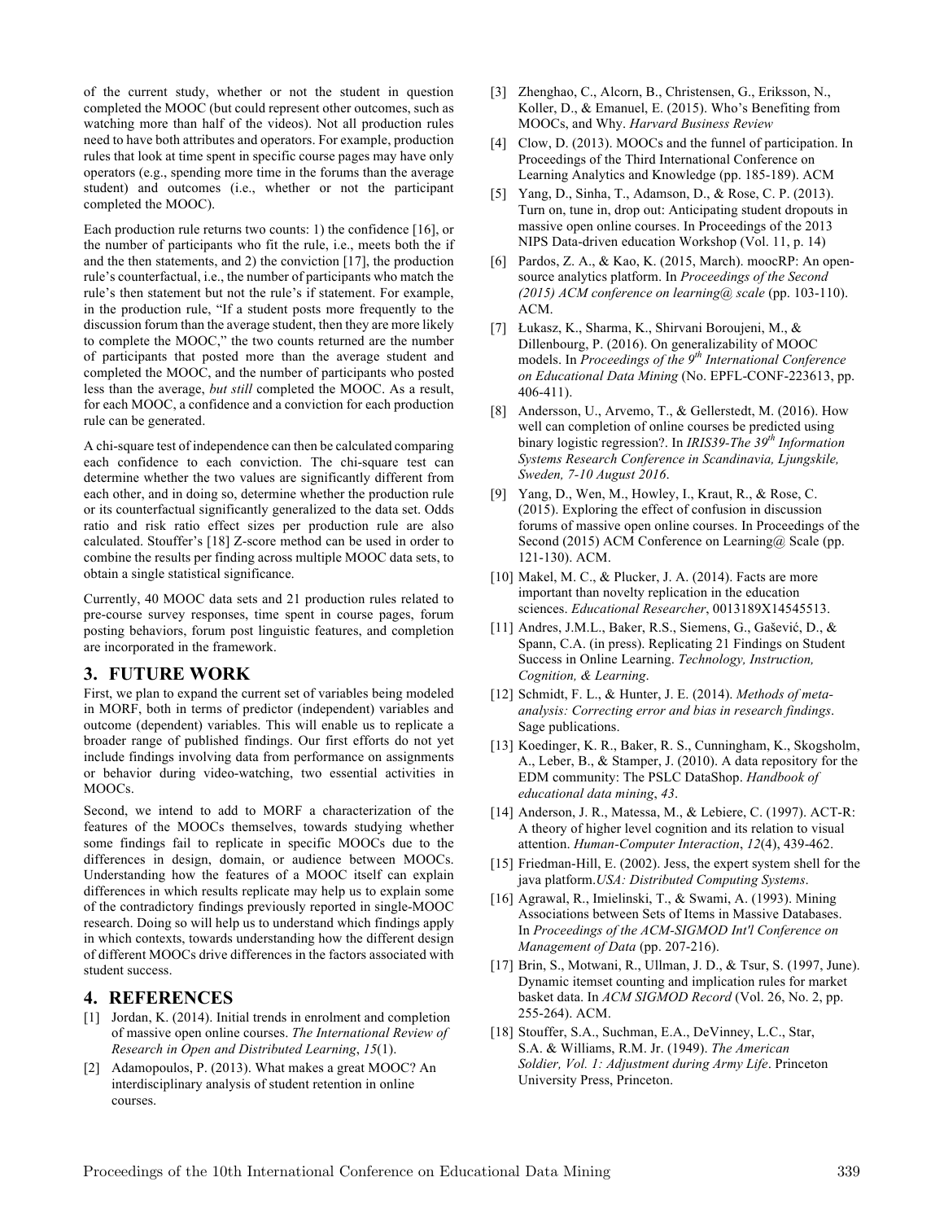of the current study, whether or not the student in question completed the MOOC (but could represent other outcomes, such as watching more than half of the videos). Not all production rules need to have both attributes and operators. For example, production rules that look at time spent in specific course pages may have only operators (e.g., spending more time in the forums than the average student) and outcomes (i.e., whether or not the participant completed the MOOC).

Each production rule returns two counts: 1) the confidence [16], or the number of participants who fit the rule, i.e., meets both the if and the then statements, and 2) the conviction [17], the production rule's counterfactual, i.e., the number of participants who match the rule's then statement but not the rule's if statement. For example, in the production rule, "If a student posts more frequently to the discussion forum than the average student, then they are more likely to complete the MOOC," the two counts returned are the number of participants that posted more than the average student and completed the MOOC, and the number of participants who posted less than the average, *but still* completed the MOOC. As a result, for each MOOC, a confidence and a conviction for each production rule can be generated.

A chi-square test of independence can then be calculated comparing each confidence to each conviction. The chi-square test can determine whether the two values are significantly different from each other, and in doing so, determine whether the production rule or its counterfactual significantly generalized to the data set. Odds ratio and risk ratio effect sizes per production rule are also calculated. Stouffer's [18] Z-score method can be used in order to combine the results per finding across multiple MOOC data sets, to obtain a single statistical significance.

Currently, 40 MOOC data sets and 21 production rules related to pre-course survey responses, time spent in course pages, forum posting behaviors, forum post linguistic features, and completion are incorporated in the framework.

## 3. FUTURE WORK

First, we plan to expand the current set of variables being modeled in MORF, both in terms of predictor (independent) variables and outcome (dependent) variables. This will enable us to replicate a broader range of published findings. Our first efforts do not yet include findings involving data from performance on assignments or behavior during video-watching, two essential activities in MOOCs.

Second, we intend to add to MORF a characterization of the features of the MOOCs themselves, towards studying whether some findings fail to replicate in specific MOOCs due to the differences in design, domain, or audience between MOOCs. Understanding how the features of a MOOC itself can explain differences in which results replicate may help us to explain some of the contradictory findings previously reported in single-MOOC research. Doing so will help us to understand which findings apply in which contexts, towards understanding how the different design of different MOOCs drive differences in the factors associated with student success.

## 4. REFERENCES

[1] Jordan, K. (2014). Initial trends in enrolment and completion of massive open online courses. *The International Review of Research in Open and Distributed Learning*, *15*(1).

[2] Adamopoulos, P. (2013). What makes a great MOOC? An interdisciplinary analysis of student retention in online courses.

[3] Zhenghao, C., Alcorn, B., Christensen, G., Eriksson, N., Koller, D., & Emanuel, E. (2015). Who's Benefiting from MOOCs, and Why. *Harvard Business Review*

[4] Clow, D. (2013). MOOCs and the funnel of participation. In Proceedings of the Third International Conference on Learning Analytics and Knowledge (pp. 185-189). ACM

[5] Yang, D., Sinha, T., Adamson, D., & Rose, C. P. (2013). Turn on, tune in, drop out: Anticipating student dropouts in massive open online courses. In Proceedings of the 2013 NIPS Data-driven education Workshop (Vol. 11, p. 14)

[6] Pardos, Z. A., & Kao, K. (2015, March). moocRP: An open-source analytics platform. In *Proceedings of the Second (2015) ACM conference on learning@ scale* (pp. 103-110). ACM.

[7] Łukasz, K., Sharma, K., Shirvani Boroujeni, M., & Dillenbourg, P. (2016). On generalizability of MOOC models. In *Proceedings of the 9th International Conference on Educational Data Mining* (No. EPFL-CONF-223613, pp. 406-411).

[8] Andersson, U., Arvemo, T., & Gellerstedt, M. (2016). How well can completion of online courses be predicted using binary logistic regression?. In *IRIS39-The 39th Information Systems Research Conference in Scandinavia, Ljungskile, Sweden, 7-10 August 2016*.

[9] Yang, D., Wen, M., Howley, I., Kraut, R., & Rose, C. (2015). Exploring the effect of confusion in discussion forums of massive open online courses. In Proceedings of the Second (2015) ACM Conference on Learning@ Scale (pp. 121-130). ACM.

[10] Makel, M. C., & Plucker, J. A. (2014). Facts are more important than novelty replication in the education sciences. *Educational Researcher*, 0013189X14545513.

[11] Andres, J.M.L., Baker, R.S., Siemens, G., Gašević, D., & Spann, C.A. (in press). Replicating 21 Findings on Student Success in Online Learning. *Technology, Instruction, Cognition, & Learning*.

[12] Schmidt, F. L., & Hunter, J. E. (2014). *Methods of meta-analysis: Correcting error and bias in research findings*. Sage publications.

[13] Koedinger, K. R., Baker, R. S., Cunningham, K., Skogsholm, A., Leber, B., & Stamper, J. (2010). A data repository for the EDM community: The PSLC DataShop. *Handbook of educational data mining*, *43*.

[14] Anderson, J. R., Matessa, M., & Lebiere, C. (1997). ACT-R: A theory of higher level cognition and its relation to visual attention. *Human-Computer Interaction*, *12*(4), 439-462.

[15] Friedman-Hill, E. (2002). Jess, the expert system shell for the java platform.*USA: Distributed Computing Systems*.

[16] Agrawal, R., Imielinski, T., & Swami, A. (1993). Mining Associations between Sets of Items in Massive Databases. In *Proceedings of the ACM-SIGMOD Int'l Conference on Management of Data* (pp. 207-216).

[17] Brin, S., Motwani, R., Ullman, J. D., & Tsur, S. (1997, June). Dynamic itemset counting and implication rules for market basket data. In *ACM SIGMOD Record* (Vol. 26, No. 2, pp. 255-264). ACM.

[18] Stouffer, S.A., Suchman, E.A., DeVinney, L.C., Star, S.A. & Williams, R.M. Jr. (1949). *The American Soldier, Vol. 1: Adjustment during Army Life*. Princeton University Press, Princeton.